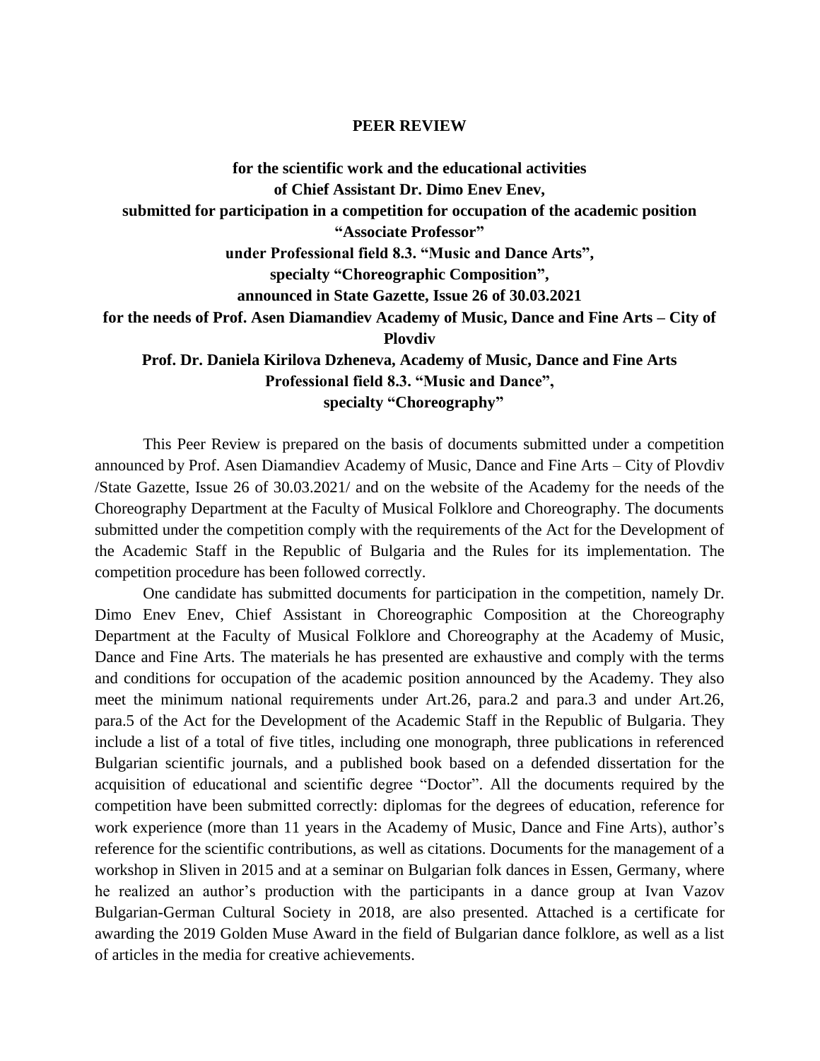**PEER REVIEW**

**for the scientific work and the educational activities**
**of Chief Assistant Dr. Dimo Enev Enev,**
**submitted for participation in a competition for occupation of the academic position**
**"Associate Professor"**
**under Professional field 8.3. "Music and Dance Arts",**
**specialty "Choreographic Composition",**
**announced in State Gazette, Issue 26 of 30.03.2021**
**for the needs of Prof. Asen Diamandiev Academy of Music, Dance and Fine Arts – City of Plovdiv**
**Prof. Dr. Daniela Kirilova Dzheneva, Academy of Music, Dance and Fine Arts**
**Professional field 8.3. "Music and Dance",**
**specialty "Choreography"**

This Peer Review is prepared on the basis of documents submitted under a competition announced by Prof. Asen Diamandiev Academy of Music, Dance and Fine Arts – City of Plovdiv /State Gazette, Issue 26 of 30.03.2021/ and on the website of the Academy for the needs of the Choreography Department at the Faculty of Musical Folklore and Choreography. The documents submitted under the competition comply with the requirements of the Act for the Development of the Academic Staff in the Republic of Bulgaria and the Rules for its implementation. The competition procedure has been followed correctly.

One candidate has submitted documents for participation in the competition, namely Dr. Dimo Enev Enev, Chief Assistant in Choreographic Composition at the Choreography Department at the Faculty of Musical Folklore and Choreography at the Academy of Music, Dance and Fine Arts. The materials he has presented are exhaustive and comply with the terms and conditions for occupation of the academic position announced by the Academy. They also meet the minimum national requirements under Art.26, para.2 and para.3 and under Art.26, para.5 of the Act for the Development of the Academic Staff in the Republic of Bulgaria. They include a list of a total of five titles, including one monograph, three publications in referenced Bulgarian scientific journals, and a published book based on a defended dissertation for the acquisition of educational and scientific degree "Doctor". All the documents required by the competition have been submitted correctly: diplomas for the degrees of education, reference for work experience (more than 11 years in the Academy of Music, Dance and Fine Arts), author's reference for the scientific contributions, as well as citations. Documents for the management of a workshop in Sliven in 2015 and at a seminar on Bulgarian folk dances in Essen, Germany, where he realized an author's production with the participants in a dance group at Ivan Vazov Bulgarian-German Cultural Society in 2018, are also presented. Attached is a certificate for awarding the 2019 Golden Muse Award in the field of Bulgarian dance folklore, as well as a list of articles in the media for creative achievements.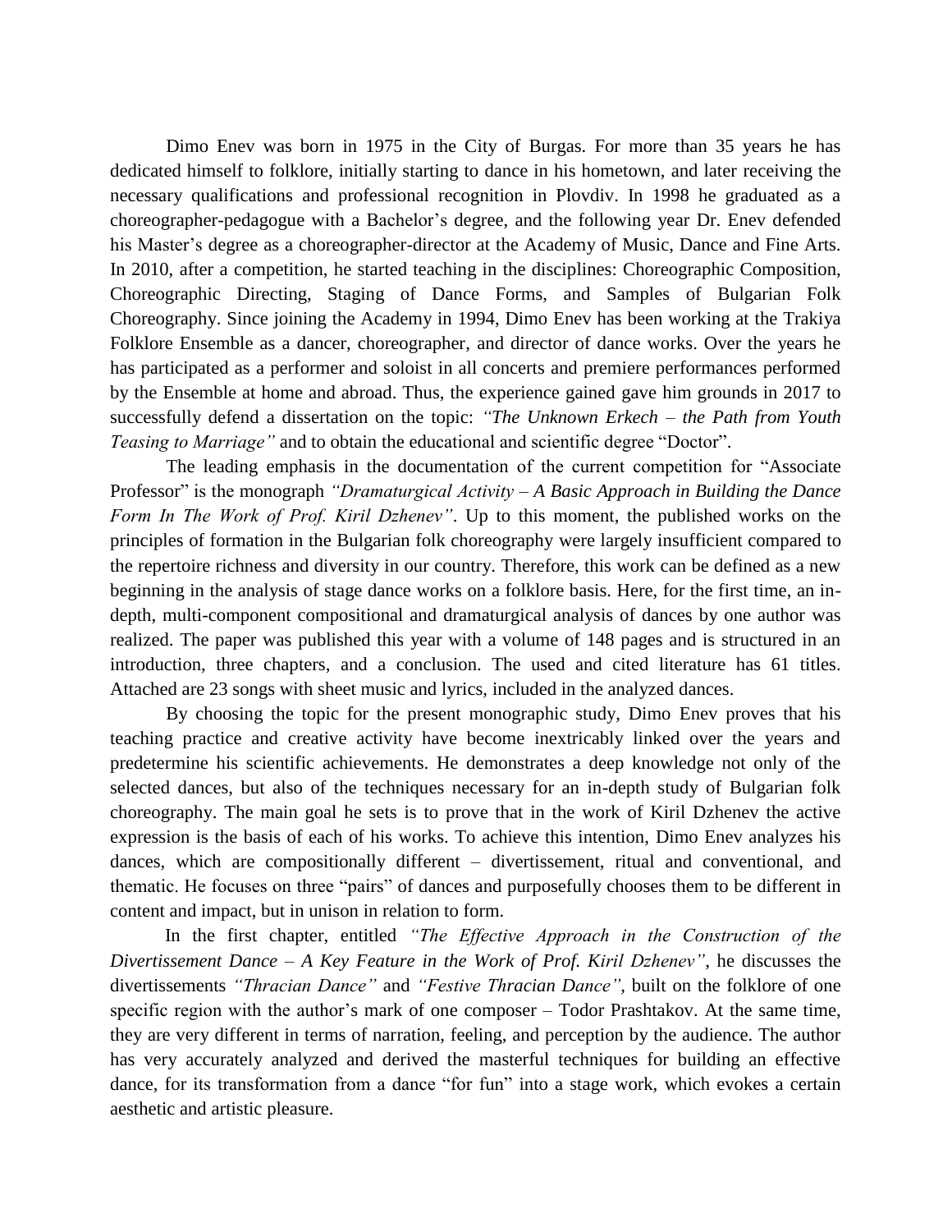Dimo Enev was born in 1975 in the City of Burgas. For more than 35 years he has dedicated himself to folklore, initially starting to dance in his hometown, and later receiving the necessary qualifications and professional recognition in Plovdiv. In 1998 he graduated as a choreographer-pedagogue with a Bachelor's degree, and the following year Dr. Enev defended his Master's degree as a choreographer-director at the Academy of Music, Dance and Fine Arts. In 2010, after a competition, he started teaching in the disciplines: Choreographic Composition, Choreographic Directing, Staging of Dance Forms, and Samples of Bulgarian Folk Choreography. Since joining the Academy in 1994, Dimo Enev has been working at the Trakiya Folklore Ensemble as a dancer, choreographer, and director of dance works. Over the years he has participated as a performer and soloist in all concerts and premiere performances performed by the Ensemble at home and abroad. Thus, the experience gained gave him grounds in 2017 to successfully defend a dissertation on the topic: *"The Unknown Erkech – the Path from Youth Teasing to Marriage"* and to obtain the educational and scientific degree "Doctor".

The leading emphasis in the documentation of the current competition for "Associate Professor" is the monograph *"Dramaturgical Activity – A Basic Approach in Building the Dance Form In The Work of Prof. Kiril Dzhenev"*. Up to this moment, the published works on the principles of formation in the Bulgarian folk choreography were largely insufficient compared to the repertoire richness and diversity in our country. Therefore, this work can be defined as a new beginning in the analysis of stage dance works on a folklore basis. Here, for the first time, an in-depth, multi-component compositional and dramaturgical analysis of dances by one author was realized. The paper was published this year with a volume of 148 pages and is structured in an introduction, three chapters, and a conclusion. The used and cited literature has 61 titles. Attached are 23 songs with sheet music and lyrics, included in the analyzed dances.

By choosing the topic for the present monographic study, Dimo Enev proves that his teaching practice and creative activity have become inextricably linked over the years and predetermine his scientific achievements. He demonstrates a deep knowledge not only of the selected dances, but also of the techniques necessary for an in-depth study of Bulgarian folk choreography. The main goal he sets is to prove that in the work of Kiril Dzhenev the active expression is the basis of each of his works. To achieve this intention, Dimo Enev analyzes his dances, which are compositionally different – divertissement, ritual and conventional, and thematic. He focuses on three "pairs" of dances and purposefully chooses them to be different in content and impact, but in unison in relation to form.

In the first chapter, entitled *"The Effective Approach in the Construction of the Divertissement Dance – A Key Feature in the Work of Prof. Kiril Dzhenev"*, he discusses the divertissements *"Thracian Dance"* and *"Festive Thracian Dance"*, built on the folklore of one specific region with the author's mark of one composer – Todor Prashtakov. At the same time, they are very different in terms of narration, feeling, and perception by the audience. The author has very accurately analyzed and derived the masterful techniques for building an effective dance, for its transformation from a dance "for fun" into a stage work, which evokes a certain aesthetic and artistic pleasure.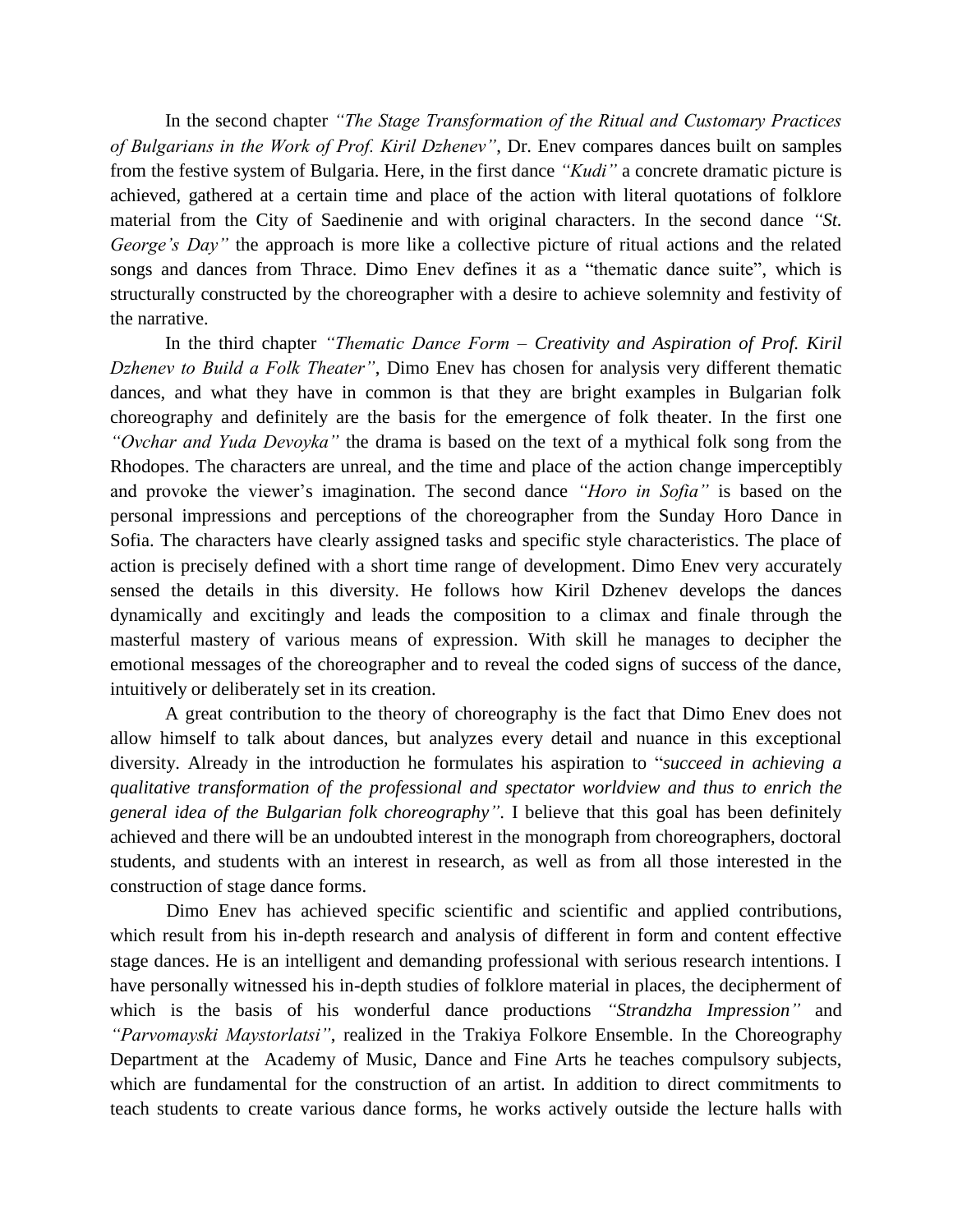In the second chapter *"The Stage Transformation of the Ritual and Customary Practices of Bulgarians in the Work of Prof. Kiril Dzhenev"*, Dr. Enev compares dances built on samples from the festive system of Bulgaria. Here, in the first dance *"Kudi"* a concrete dramatic picture is achieved, gathered at a certain time and place of the action with literal quotations of folklore material from the City of Saedinenie and with original characters. In the second dance *"St. George's Day"* the approach is more like a collective picture of ritual actions and the related songs and dances from Thrace. Dimo Enev defines it as a "thematic dance suite", which is structurally constructed by the choreographer with a desire to achieve solemnity and festivity of the narrative.

In the third chapter *"Thematic Dance Form – Creativity and Aspiration of Prof. Kiril Dzhenev to Build a Folk Theater"*, Dimo Enev has chosen for analysis very different thematic dances, and what they have in common is that they are bright examples in Bulgarian folk choreography and definitely are the basis for the emergence of folk theater. In the first one *"Ovchar and Yuda Devoyka"* the drama is based on the text of a mythical folk song from the Rhodopes. The characters are unreal, and the time and place of the action change imperceptibly and provoke the viewer's imagination. The second dance *"Horo in Sofia"* is based on the personal impressions and perceptions of the choreographer from the Sunday Horo Dance in Sofia. The characters have clearly assigned tasks and specific style characteristics. The place of action is precisely defined with a short time range of development. Dimo Enev very accurately sensed the details in this diversity. He follows how Kiril Dzhenev develops the dances dynamically and excitingly and leads the composition to a climax and finale through the masterful mastery of various means of expression. With skill he manages to decipher the emotional messages of the choreographer and to reveal the coded signs of success of the dance, intuitively or deliberately set in its creation.

A great contribution to the theory of choreography is the fact that Dimo Enev does not allow himself to talk about dances, but analyzes every detail and nuance in this exceptional diversity. Already in the introduction he formulates his aspiration to "*succeed in achieving a qualitative transformation of the professional and spectator worldview and thus to enrich the general idea of the Bulgarian folk choreography"*. I believe that this goal has been definitely achieved and there will be an undoubted interest in the monograph from choreographers, doctoral students, and students with an interest in research, as well as from all those interested in the construction of stage dance forms.

Dimo Enev has achieved specific scientific and scientific and applied contributions, which result from his in-depth research and analysis of different in form and content effective stage dances. He is an intelligent and demanding professional with serious research intentions. I have personally witnessed his in-depth studies of folklore material in places, the decipherment of which is the basis of his wonderful dance productions *"Strandzha Impression"* and *"Parvomayski Maystorlatsi"*, realized in the Trakiya Folkore Ensemble. In the Choreography Department at the Academy of Music, Dance and Fine Arts he teaches compulsory subjects, which are fundamental for the construction of an artist. In addition to direct commitments to teach students to create various dance forms, he works actively outside the lecture halls with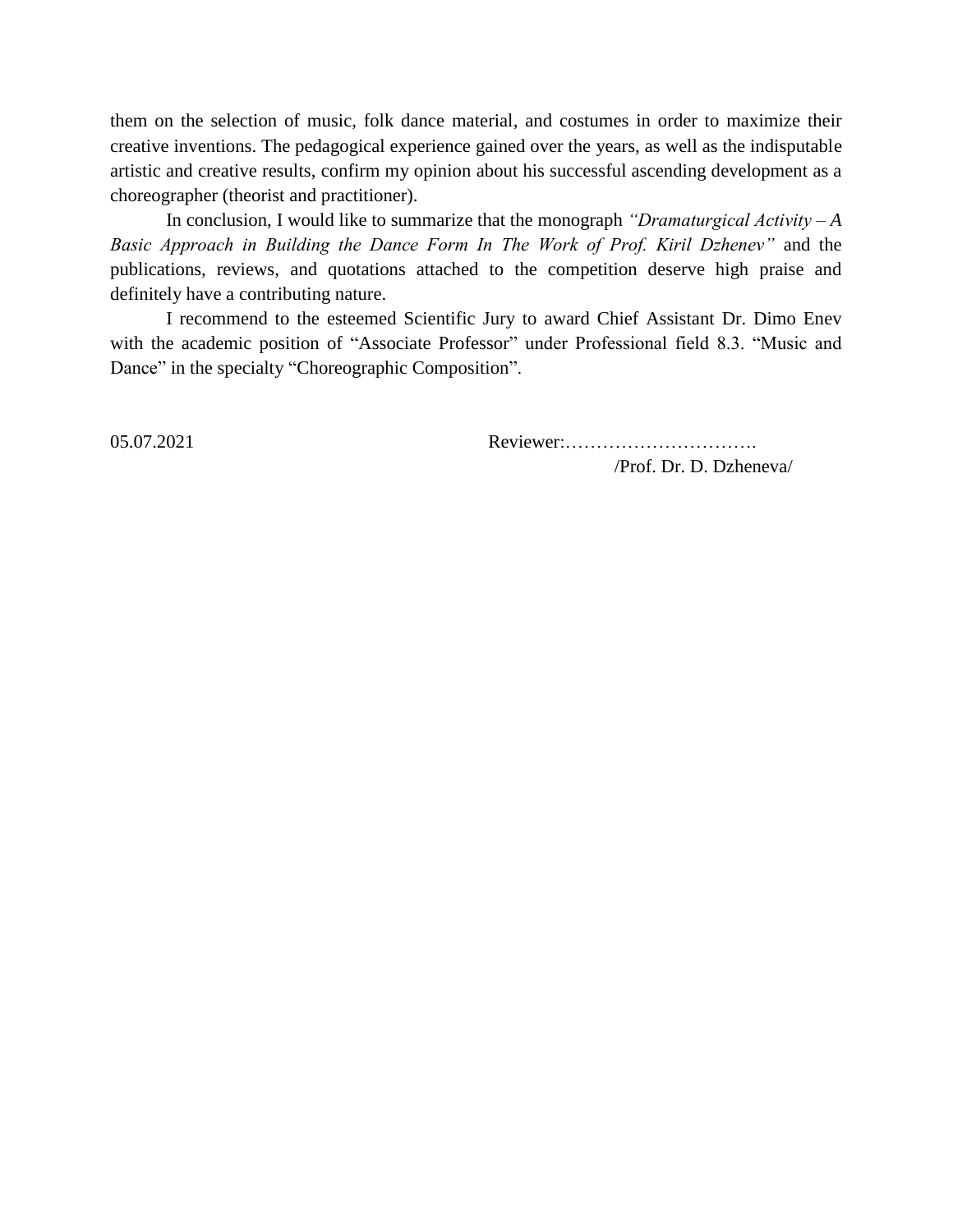them on the selection of music, folk dance material, and costumes in order to maximize their creative inventions. The pedagogical experience gained over the years, as well as the indisputable artistic and creative results, confirm my opinion about his successful ascending development as a choreographer (theorist and practitioner).

In conclusion, I would like to summarize that the monograph *"Dramaturgical Activity – A Basic Approach in Building the Dance Form In The Work of Prof. Kiril Dzhenev"* and the publications, reviews, and quotations attached to the competition deserve high praise and definitely have a contributing nature.

I recommend to the esteemed Scientific Jury to award Chief Assistant Dr. Dimo Enev with the academic position of "Associate Professor" under Professional field 8.3. "Music and Dance" in the specialty "Choreographic Composition".

05.07.2021 Reviewer:………………………….

/Prof. Dr. D. Dzheneva/